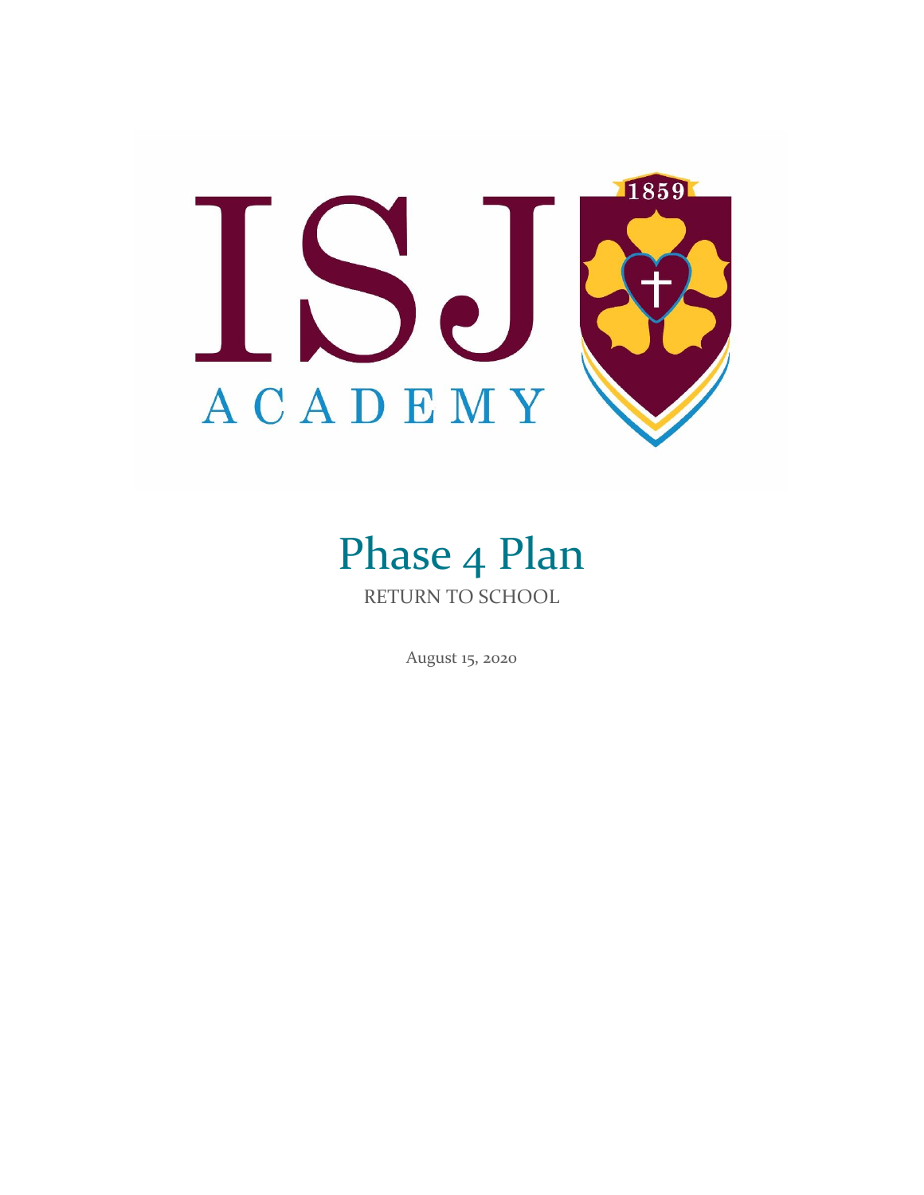ISJ ACADEMY

1859

# Phase 4 Plan

RETURN TO SCHOOL

August 15, 2020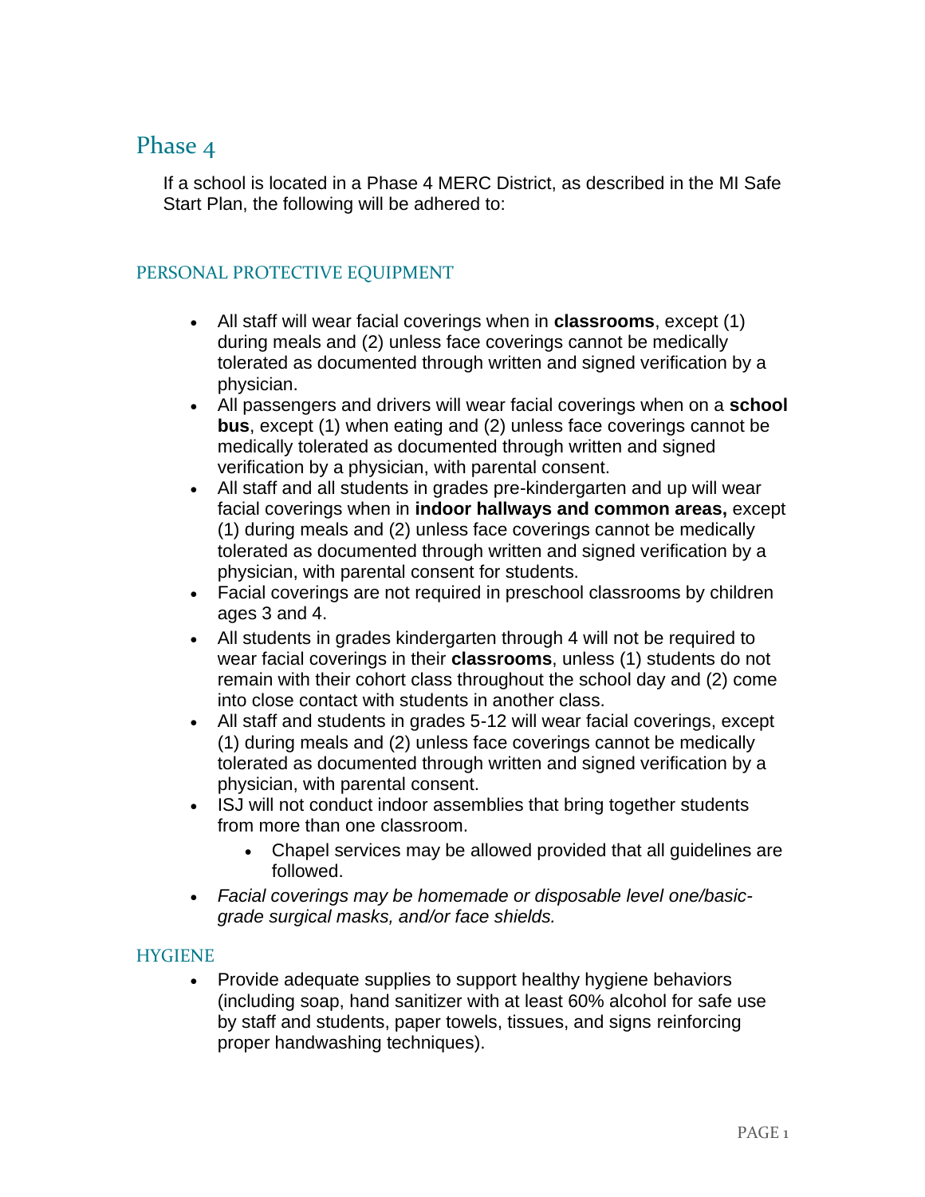## Phase 4

If a school is located in a Phase 4 MERC District, as described in the MI Safe Start Plan, the following will be adhered to:

### PERSONAL PROTECTIVE EQUIPMENT

- All staff will wear facial coverings when in **classrooms**, except (1) during meals and (2) unless face coverings cannot be medically tolerated as documented through written and signed verification by a physician.
- All passengers and drivers will wear facial coverings when on a **school bus**, except (1) when eating and (2) unless face coverings cannot be medically tolerated as documented through written and signed verification by a physician, with parental consent.
- All staff and all students in grades pre-kindergarten and up will wear facial coverings when in **indoor hallways and common areas,** except (1) during meals and (2) unless face coverings cannot be medically tolerated as documented through written and signed verification by a physician, with parental consent for students.
- Facial coverings are not required in preschool classrooms by children ages 3 and 4.
- All students in grades kindergarten through 4 will not be required to wear facial coverings in their **classrooms**, unless (1) students do not remain with their cohort class throughout the school day and (2) come into close contact with students in another class.
- All staff and students in grades 5-12 will wear facial coverings, except (1) during meals and (2) unless face coverings cannot be medically tolerated as documented through written and signed verification by a physician, with parental consent.
- ISJ will not conduct indoor assemblies that bring together students from more than one classroom.
  - Chapel services may be allowed provided that all guidelines are followed.
- *Facial coverings may be homemade or disposable level one/basic-grade surgical masks, and/or face shields.*

### HYGIENE

- Provide adequate supplies to support healthy hygiene behaviors (including soap, hand sanitizer with at least 60% alcohol for safe use by staff and students, paper towels, tissues, and signs reinforcing proper handwashing techniques).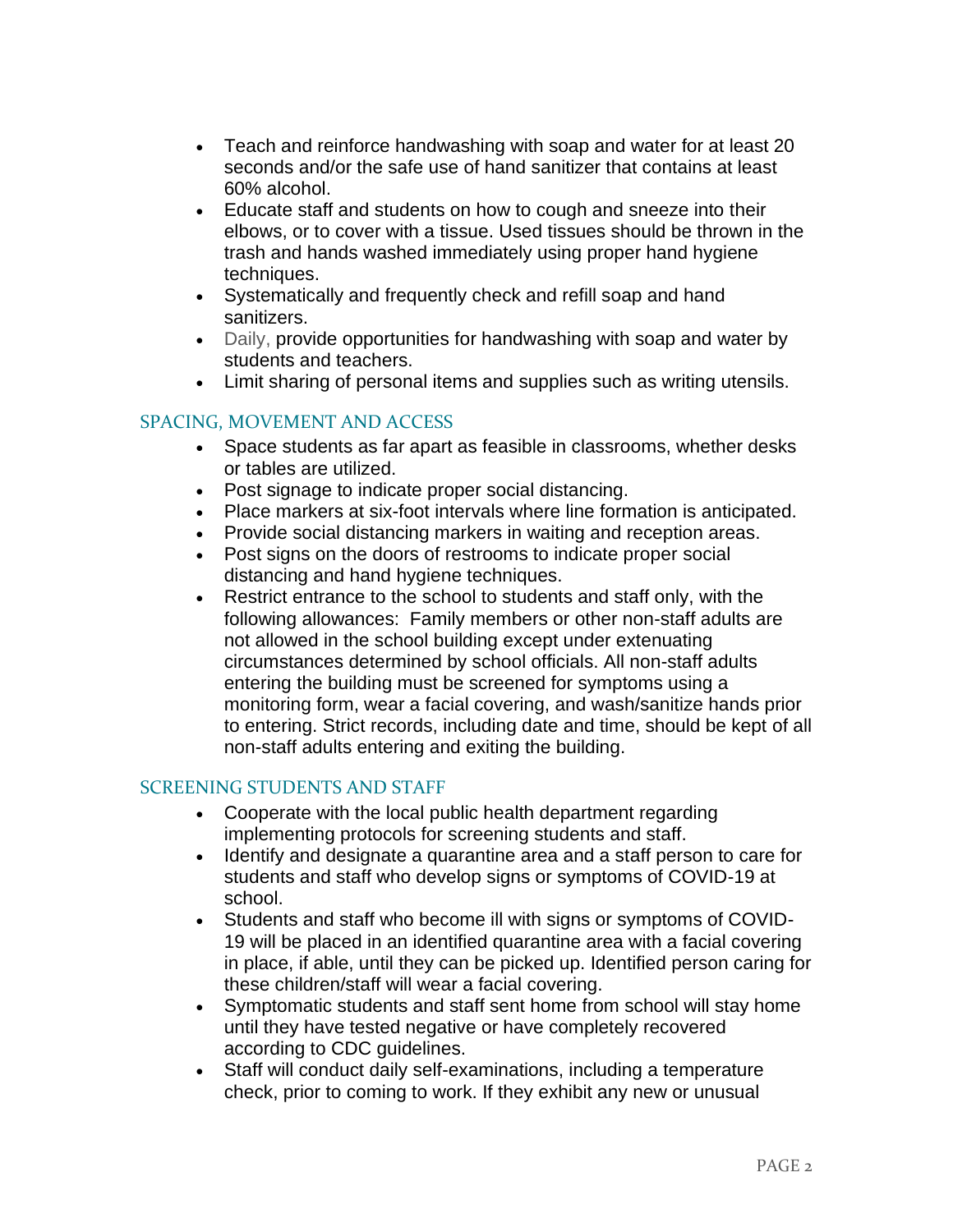- Teach and reinforce handwashing with soap and water for at least 20 seconds and/or the safe use of hand sanitizer that contains at least 60% alcohol.
- Educate staff and students on how to cough and sneeze into their elbows, or to cover with a tissue. Used tissues should be thrown in the trash and hands washed immediately using proper hand hygiene techniques.
- Systematically and frequently check and refill soap and hand sanitizers.
- Daily, provide opportunities for handwashing with soap and water by students and teachers.
- Limit sharing of personal items and supplies such as writing utensils.

## SPACING, MOVEMENT AND ACCESS

- Space students as far apart as feasible in classrooms, whether desks or tables are utilized.
- Post signage to indicate proper social distancing.
- Place markers at six-foot intervals where line formation is anticipated.
- Provide social distancing markers in waiting and reception areas.
- Post signs on the doors of restrooms to indicate proper social distancing and hand hygiene techniques.
- Restrict entrance to the school to students and staff only, with the following allowances: Family members or other non-staff adults are not allowed in the school building except under extenuating circumstances determined by school officials. All non-staff adults entering the building must be screened for symptoms using a monitoring form, wear a facial covering, and wash/sanitize hands prior to entering. Strict records, including date and time, should be kept of all non-staff adults entering and exiting the building.

## SCREENING STUDENTS AND STAFF

- Cooperate with the local public health department regarding implementing protocols for screening students and staff.
- Identify and designate a quarantine area and a staff person to care for students and staff who develop signs or symptoms of COVID-19 at school.
- Students and staff who become ill with signs or symptoms of COVID-19 will be placed in an identified quarantine area with a facial covering in place, if able, until they can be picked up. Identified person caring for these children/staff will wear a facial covering.
- Symptomatic students and staff sent home from school will stay home until they have tested negative or have completely recovered according to CDC guidelines.
- Staff will conduct daily self-examinations, including a temperature check, prior to coming to work. If they exhibit any new or unusual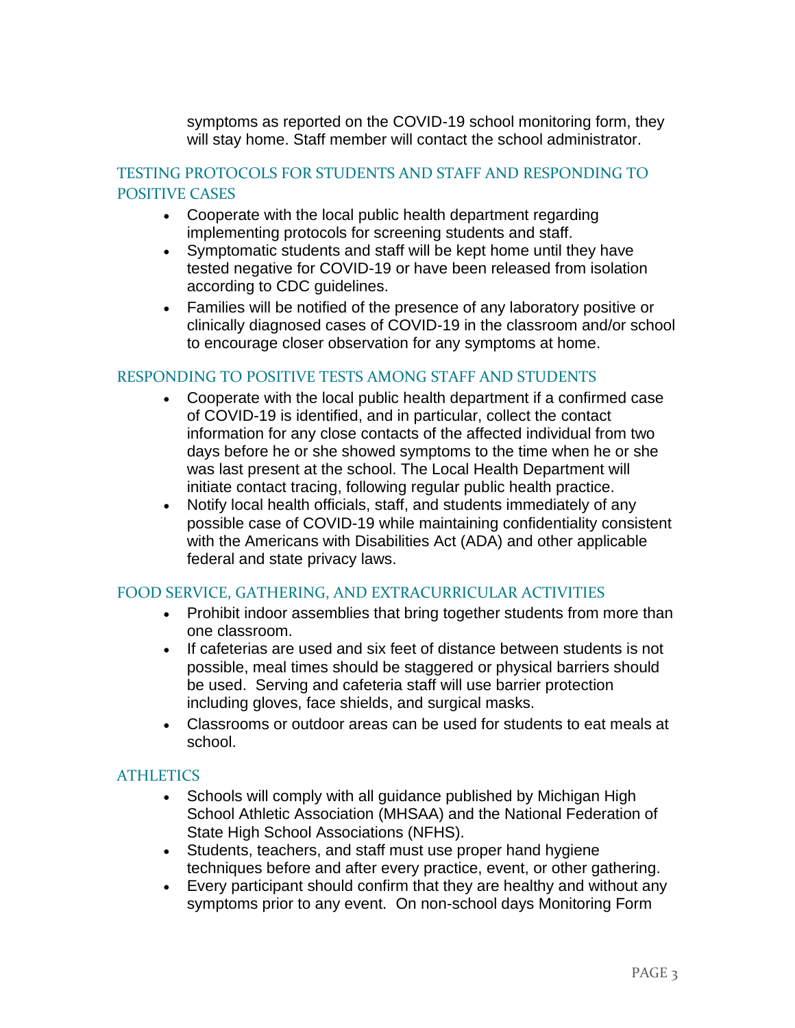symptoms as reported on the COVID-19 school monitoring form, they will stay home. Staff member will contact the school administrator.

## TESTING PROTOCOLS FOR STUDENTS AND STAFF AND RESPONDING TO POSITIVE CASES

- Cooperate with the local public health department regarding implementing protocols for screening students and staff.
- Symptomatic students and staff will be kept home until they have tested negative for COVID-19 or have been released from isolation according to CDC guidelines.
- Families will be notified of the presence of any laboratory positive or clinically diagnosed cases of COVID-19 in the classroom and/or school to encourage closer observation for any symptoms at home.

## RESPONDING TO POSITIVE TESTS AMONG STAFF AND STUDENTS

- Cooperate with the local public health department if a confirmed case of COVID-19 is identified, and in particular, collect the contact information for any close contacts of the affected individual from two days before he or she showed symptoms to the time when he or she was last present at the school. The Local Health Department will initiate contact tracing, following regular public health practice.
- Notify local health officials, staff, and students immediately of any possible case of COVID-19 while maintaining confidentiality consistent with the Americans with Disabilities Act (ADA) and other applicable federal and state privacy laws.

## FOOD SERVICE, GATHERING, AND EXTRACURRICULAR ACTIVITIES

- Prohibit indoor assemblies that bring together students from more than one classroom.
- If cafeterias are used and six feet of distance between students is not possible, meal times should be staggered or physical barriers should be used. Serving and cafeteria staff will use barrier protection including gloves, face shields, and surgical masks.
- Classrooms or outdoor areas can be used for students to eat meals at school.

## ATHLETICS

- Schools will comply with all guidance published by Michigan High School Athletic Association (MHSAA) and the National Federation of State High School Associations (NFHS).
- Students, teachers, and staff must use proper hand hygiene techniques before and after every practice, event, or other gathering.
- Every participant should confirm that they are healthy and without any symptoms prior to any event. On non-school days Monitoring Form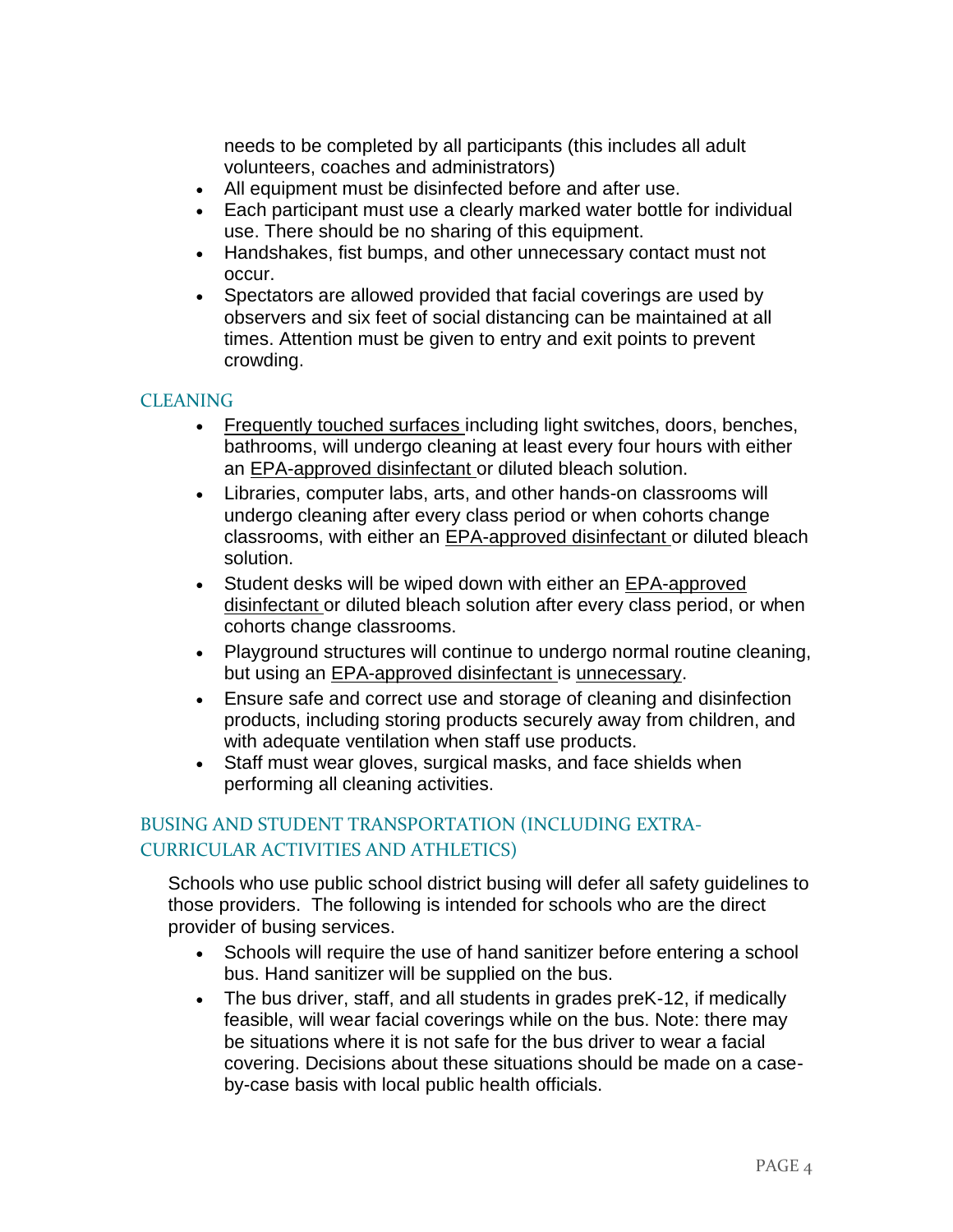needs to be completed by all participants (this includes all adult volunteers, coaches and administrators)

- All equipment must be disinfected before and after use.
- Each participant must use a clearly marked water bottle for individual use. There should be no sharing of this equipment.
- Handshakes, fist bumps, and other unnecessary contact must not occur.
- Spectators are allowed provided that facial coverings are used by observers and six feet of social distancing can be maintained at all times. Attention must be given to entry and exit points to prevent crowding.

## CLEANING

- Frequently touched surfaces including light switches, doors, benches, bathrooms, will undergo cleaning at least every four hours with either an EPA-approved disinfectant or diluted bleach solution.
- Libraries, computer labs, arts, and other hands-on classrooms will undergo cleaning after every class period or when cohorts change classrooms, with either an EPA-approved disinfectant or diluted bleach solution.
- Student desks will be wiped down with either an EPA-approved disinfectant or diluted bleach solution after every class period, or when cohorts change classrooms.
- Playground structures will continue to undergo normal routine cleaning, but using an EPA-approved disinfectant is unnecessary.
- Ensure safe and correct use and storage of cleaning and disinfection products, including storing products securely away from children, and with adequate ventilation when staff use products.
- Staff must wear gloves, surgical masks, and face shields when performing all cleaning activities.

## BUSING AND STUDENT TRANSPORTATION (INCLUDING EXTRA-CURRICULAR ACTIVITIES AND ATHLETICS)

Schools who use public school district busing will defer all safety guidelines to those providers. The following is intended for schools who are the direct provider of busing services.

- Schools will require the use of hand sanitizer before entering a school bus. Hand sanitizer will be supplied on the bus.
- The bus driver, staff, and all students in grades preK-12, if medically feasible, will wear facial coverings while on the bus. Note: there may be situations where it is not safe for the bus driver to wear a facial covering. Decisions about these situations should be made on a case-by-case basis with local public health officials.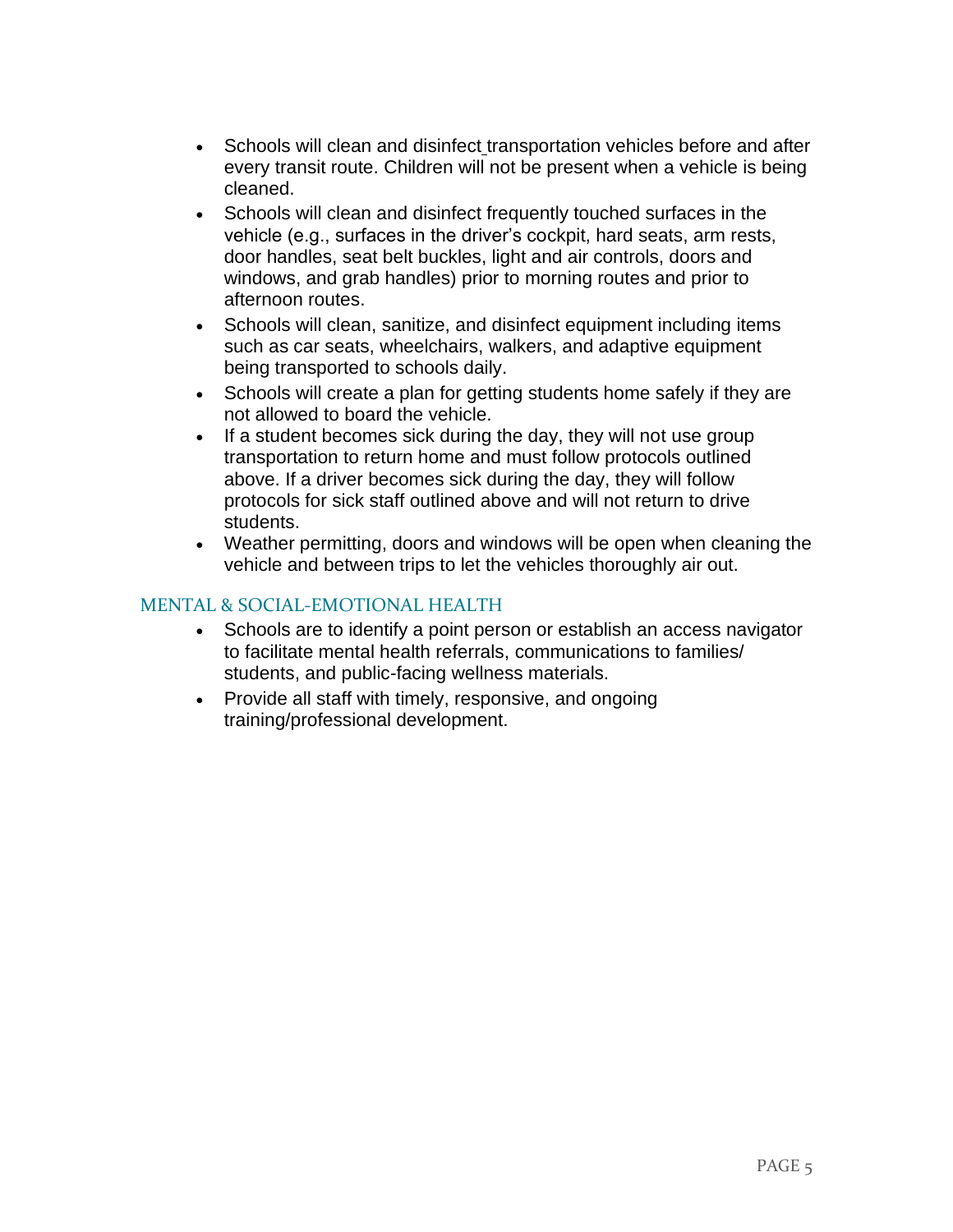- Schools will clean and disinfect transportation vehicles before and after every transit route. Children will not be present when a vehicle is being cleaned.
- Schools will clean and disinfect frequently touched surfaces in the vehicle (e.g., surfaces in the driver's cockpit, hard seats, arm rests, door handles, seat belt buckles, light and air controls, doors and windows, and grab handles) prior to morning routes and prior to afternoon routes.
- Schools will clean, sanitize, and disinfect equipment including items such as car seats, wheelchairs, walkers, and adaptive equipment being transported to schools daily.
- Schools will create a plan for getting students home safely if they are not allowed to board the vehicle.
- If a student becomes sick during the day, they will not use group transportation to return home and must follow protocols outlined above. If a driver becomes sick during the day, they will follow protocols for sick staff outlined above and will not return to drive students.
- Weather permitting, doors and windows will be open when cleaning the vehicle and between trips to let the vehicles thoroughly air out.

## MENTAL & SOCIAL-EMOTIONAL HEALTH

- Schools are to identify a point person or establish an access navigator to facilitate mental health referrals, communications to families/ students, and public-facing wellness materials.
- Provide all staff with timely, responsive, and ongoing training/professional development.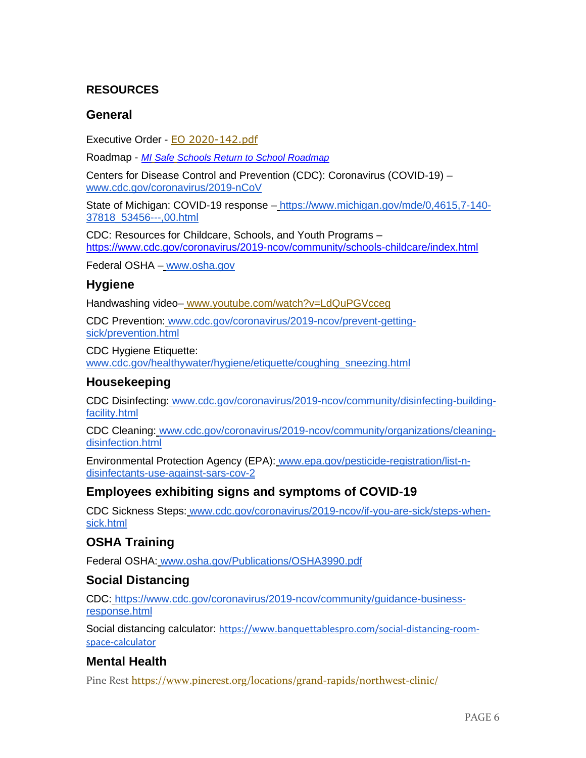## RESOURCES

### General

Executive Order - EO 2020-142.pdf

Roadmap - *MI Safe Schools Return to School Roadmap*

Centers for Disease Control and Prevention (CDC): Coronavirus (COVID-19) – www.cdc.gov/coronavirus/2019-nCoV

State of Michigan: COVID-19 response – https://www.michigan.gov/mde/0,4615,7-140-37818_53456---,00.html

CDC: Resources for Childcare, Schools, and Youth Programs – https://www.cdc.gov/coronavirus/2019-ncov/community/schools-childcare/index.html

Federal OSHA – www.osha.gov

### Hygiene

Handwashing video– www.youtube.com/watch?v=LdQuPGVcceg

CDC Prevention: www.cdc.gov/coronavirus/2019-ncov/prevent-getting-sick/prevention.html

CDC Hygiene Etiquette: www.cdc.gov/healthywater/hygiene/etiquette/coughing_sneezing.html

### Housekeeping

CDC Disinfecting: www.cdc.gov/coronavirus/2019-ncov/community/disinfecting-building-facility.html

CDC Cleaning: www.cdc.gov/coronavirus/2019-ncov/community/organizations/cleaning-disinfection.html

Environmental Protection Agency (EPA): www.epa.gov/pesticide-registration/list-n-disinfectants-use-against-sars-cov-2

### Employees exhibiting signs and symptoms of COVID-19

CDC Sickness Steps: www.cdc.gov/coronavirus/2019-ncov/if-you-are-sick/steps-when-sick.html

### OSHA Training

Federal OSHA: www.osha.gov/Publications/OSHA3990.pdf

### Social Distancing

CDC: https://www.cdc.gov/coronavirus/2019-ncov/community/guidance-business-response.html

Social distancing calculator: https://www.banquettablespro.com/social-distancing-room-space-calculator

### Mental Health

Pine Rest https://www.pinerest.org/locations/grand-rapids/northwest-clinic/